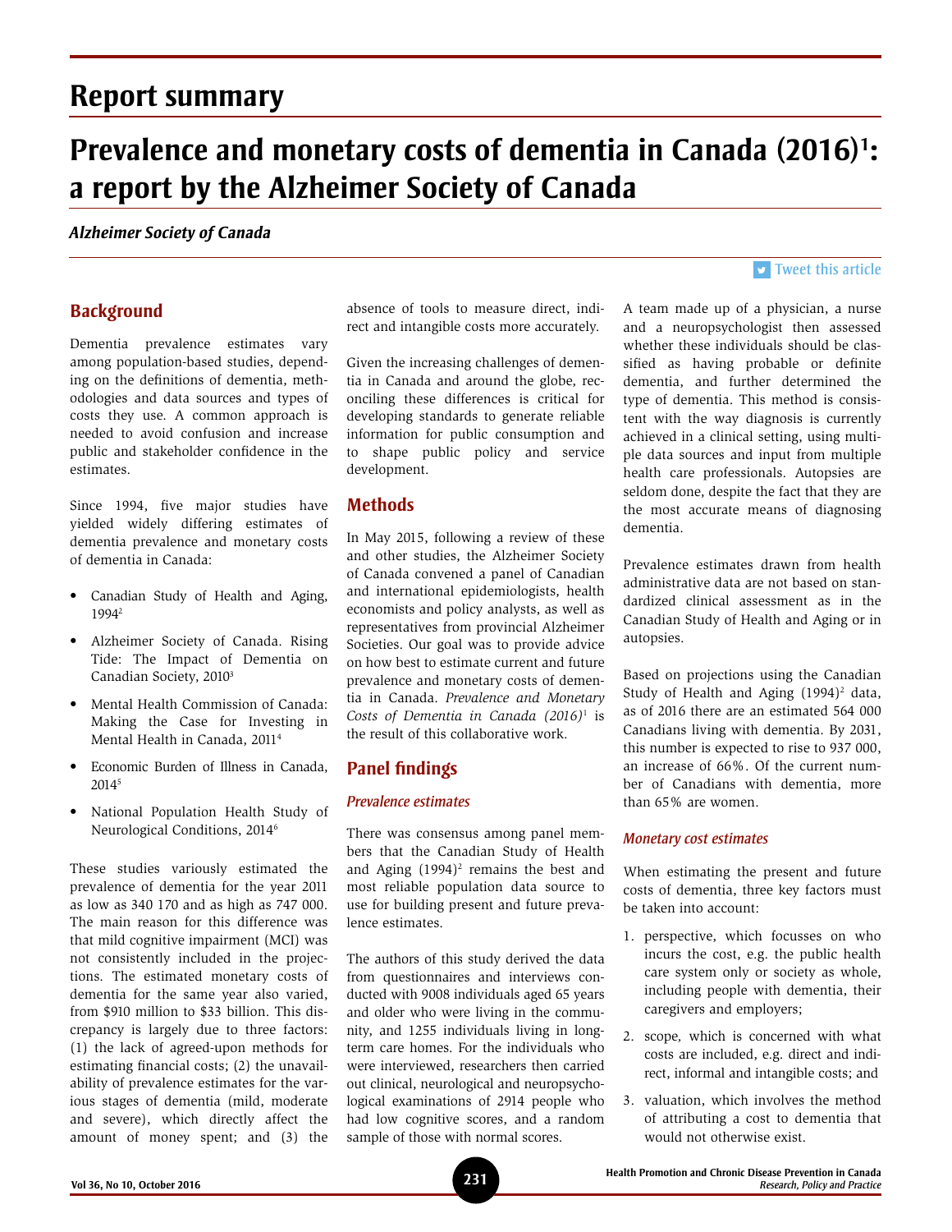# Report summary

# Prevalence and monetary costs of dementia in Canada (2016)[1]: a report by the Alzheimer Society of Canada

*Alzheimer Society of Canada*

Tweet this article

## Background

Dementia prevalence estimates vary among population-based studies, depending on the definitions of dementia, methodologies and data sources and types of costs they use. A common approach is needed to avoid confusion and increase public and stakeholder confidence in the estimates.

Since 1994, five major studies have yielded widely differing estimates of dementia prevalence and monetary costs of dementia in Canada:

- Canadian Study of Health and Aging, 1994[2]
- Alzheimer Society of Canada. Rising Tide: The Impact of Dementia on Canadian Society, 2010[3]
- Mental Health Commission of Canada: Making the Case for Investing in Mental Health in Canada, 2011[4]
- Economic Burden of Illness in Canada, 2014[5]
- National Population Health Study of Neurological Conditions, 2014[6]

These studies variously estimated the prevalence of dementia for the year 2011 as low as 340 170 and as high as 747 000. The main reason for this difference was that mild cognitive impairment (MCI) was not consistently included in the projections. The estimated monetary costs of dementia for the same year also varied, from $910 million to $33 billion. This discrepancy is largely due to three factors: (1) the lack of agreed-upon methods for estimating financial costs; (2) the unavailability of prevalence estimates for the various stages of dementia (mild, moderate and severe), which directly affect the amount of money spent; and (3) the absence of tools to measure direct, indirect and intangible costs more accurately.

Given the increasing challenges of dementia in Canada and around the globe, reconciling these differences is critical for developing standards to generate reliable information for public consumption and to shape public policy and service development.

## Methods

In May 2015, following a review of these and other studies, the Alzheimer Society of Canada convened a panel of Canadian and international epidemiologists, health economists and policy analysts, as well as representatives from provincial Alzheimer Societies. Our goal was to provide advice on how best to estimate current and future prevalence and monetary costs of dementia in Canada. *Prevalence and Monetary Costs of Dementia in Canada (2016)*[1] is the result of this collaborative work.

## Panel findings

### Prevalence estimates

There was consensus among panel members that the Canadian Study of Health and Aging (1994)[2] remains the best and most reliable population data source to use for building present and future prevalence estimates.

The authors of this study derived the data from questionnaires and interviews conducted with 9008 individuals aged 65 years and older who were living in the community, and 1255 individuals living in long-term care homes. For the individuals who were interviewed, researchers then carried out clinical, neurological and neuropsychological examinations of 2914 people who had low cognitive scores, and a random sample of those with normal scores. A team made up of a physician, a nurse and a neuropsychologist then assessed whether these individuals should be classified as having probable or definite dementia, and further determined the type of dementia. This method is consistent with the way diagnosis is currently achieved in a clinical setting, using multiple data sources and input from multiple health care professionals. Autopsies are seldom done, despite the fact that they are the most accurate means of diagnosing dementia.

Prevalence estimates drawn from health administrative data are not based on standardized clinical assessment as in the Canadian Study of Health and Aging or in autopsies.

Based on projections using the Canadian Study of Health and Aging (1994)[2] data, as of 2016 there are an estimated 564 000 Canadians living with dementia. By 2031, this number is expected to rise to 937 000, an increase of 66%. Of the current number of Canadians with dementia, more than 65% are women.

### Monetary cost estimates

When estimating the present and future costs of dementia, three key factors must be taken into account:

1. perspective, which focusses on who incurs the cost, e.g. the public health care system only or society as whole, including people with dementia, their caregivers and employers;
2. scope, which is concerned with what costs are included, e.g. direct and indirect, informal and intangible costs; and
3. valuation, which involves the method of attributing a cost to dementia that would not otherwise exist.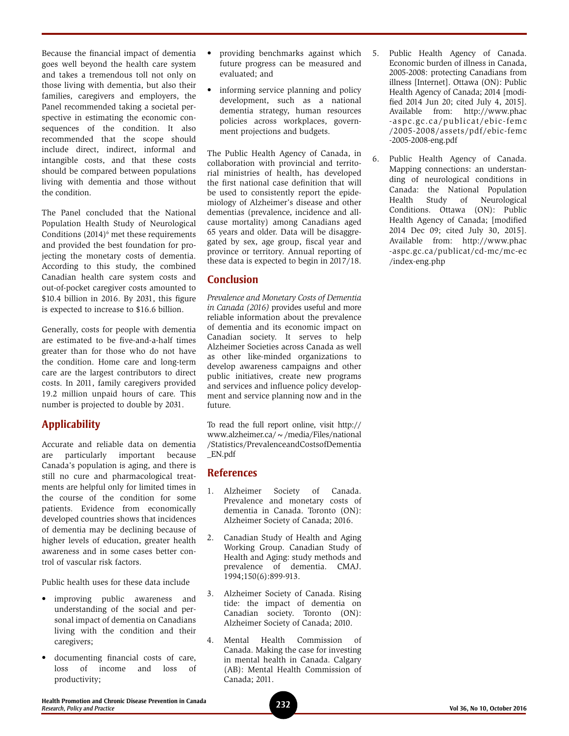Because the financial impact of dementia goes well beyond the health care system and takes a tremendous toll not only on those living with dementia, but also their families, caregivers and employers, the Panel recommended taking a societal perspective in estimating the economic consequences of the condition. It also recommended that the scope should include direct, indirect, informal and intangible costs, and that these costs should be compared between populations living with dementia and those without the condition.

The Panel concluded that the National Population Health Study of Neurological Conditions (2014)[6] met these requirements and provided the best foundation for projecting the monetary costs of dementia. According to this study, the combined Canadian health care system costs and out-of-pocket caregiver costs amounted to $10.4 billion in 2016. By 2031, this figure is expected to increase to $16.6 billion.

Generally, costs for people with dementia are estimated to be five-and-a-half times greater than for those who do not have the condition. Home care and long-term care are the largest contributors to direct costs. In 2011, family caregivers provided 19.2 million unpaid hours of care. This number is projected to double by 2031.

## Applicability

Accurate and reliable data on dementia are particularly important because Canada's population is aging, and there is still no cure and pharmacological treatments are helpful only for limited times in the course of the condition for some patients. Evidence from economically developed countries shows that incidences of dementia may be declining because of higher levels of education, greater health awareness and in some cases better control of vascular risk factors.

Public health uses for these data include

- improving public awareness and understanding of the social and personal impact of dementia on Canadians living with the condition and their caregivers;
- documenting financial costs of care, loss of income and loss of productivity;
- providing benchmarks against which future progress can be measured and evaluated; and
- informing service planning and policy development, such as a national dementia strategy, human resources policies across workplaces, government projections and budgets.

The Public Health Agency of Canada, in collaboration with provincial and territorial ministries of health, has developed the first national case definition that will be used to consistently report the epidemiology of Alzheimer's disease and other dementias (prevalence, incidence and all-cause mortality) among Canadians aged 65 years and older. Data will be disaggregated by sex, age group, fiscal year and province or territory. Annual reporting of these data is expected to begin in 2017/18.

## Conclusion

*Prevalence and Monetary Costs of Dementia in Canada (2016)* provides useful and more reliable information about the prevalence of dementia and its economic impact on Canadian society. It serves to help Alzheimer Societies across Canada as well as other like-minded organizations to develop awareness campaigns and other public initiatives, create new programs and services and influence policy development and service planning now and in the future.

To read the full report online, visit http://www.alzheimer.ca/~/media/Files/national/Statistics/PrevalenceandCostsofDementia_EN.pdf

## References

1. Alzheimer Society of Canada. Prevalence and monetary costs of dementia in Canada. Toronto (ON): Alzheimer Society of Canada; 2016.
2. Canadian Study of Health and Aging Working Group. Canadian Study of Health and Aging: study methods and prevalence of dementia. CMAJ. 1994;150(6):899-913.
3. Alzheimer Society of Canada. Rising tide: the impact of dementia on Canadian society. Toronto (ON): Alzheimer Society of Canada; 2010.
4. Mental Health Commission of Canada. Making the case for investing in mental health in Canada. Calgary (AB): Mental Health Commission of Canada; 2011.
5. Public Health Agency of Canada. Economic burden of illness in Canada, 2005-2008: protecting Canadians from illness [Internet]. Ottawa (ON): Public Health Agency of Canada; 2014 [modified 2014 Jun 20; cited July 4, 2015]. Available from: http://www.phac-aspc.gc.ca/publicat/ebic-femc/2005-2008/assets/pdf/ebic-femc-2005-2008-eng.pdf
6. Public Health Agency of Canada. Mapping connections: an understanding of neurological conditions in Canada: the National Population Health Study of Neurological Conditions. Ottawa (ON): Public Health Agency of Canada; [modified 2014 Dec 09; cited July 30, 2015]. Available from: http://www.phac-aspc.gc.ca/publicat/cd-mc/mc-ec/index-eng.php